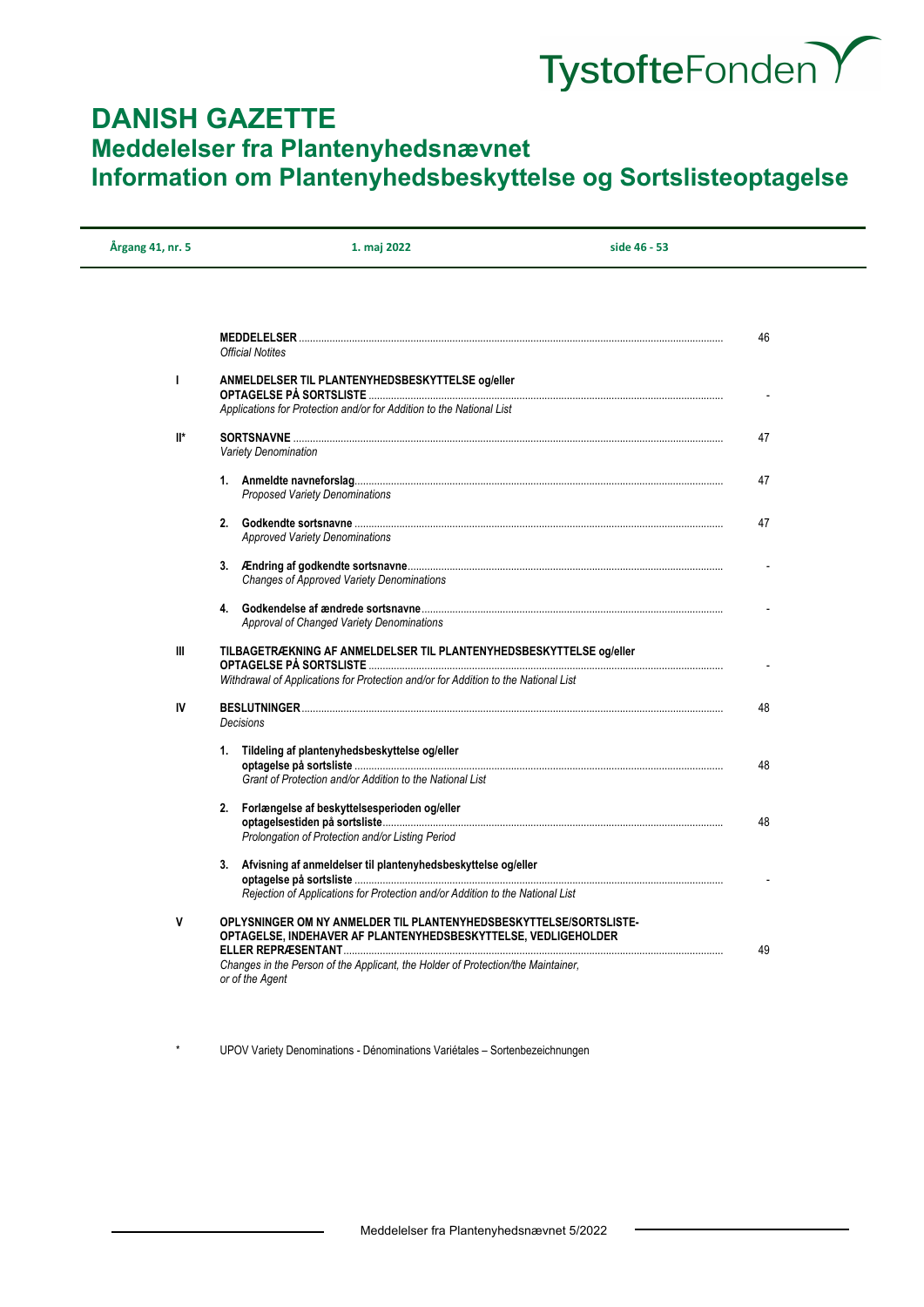TystofteFonden

# DANISH GAZETTE
## Meddelelser fra Plantenyhedsnævnet
## Information om Plantenyhedsbeskyttelse og Sortslisteoptagelse

| Årgang 41, nr. 5 | 1. maj 2022 | side 46 - 53 |
|---|---|---|

| | | |
|---|---|---|
| | **MEDDELELSER** ... *Official Notites* | 46 |
| **I** | **ANMELDELSER TIL PLANTENYHEDSBESKYTTELSE og/eller OPTAGELSE PÅ SORTSLISTE** ... *Applications for Protection and/or for Addition to the National List* | - |
| **II*** | **SORTSNAVNE** ... *Variety Denomination* | 47 |
| | **1. Anmeldte navneforslag** ... *Proposed Variety Denominations* | 47 |
| | **2. Godkendte sortsnavne** ... *Approved Variety Denominations* | 47 |
| | **3. Ændring af godkendte sortsnavne** ... *Changes of Approved Variety Denominations* | - |
| | **4. Godkendelse af ændrede sortsnavne** ... *Approval of Changed Variety Denominations* | - |
| **III** | **TILBAGETRÆKNING AF ANMELDELSER TIL PLANTENYHEDSBESKYTTELSE og/eller OPTAGELSE PÅ SORTSLISTE** ... *Withdrawal of Applications for Protection and/or for Addition to the National List* | - |
| **IV** | **BESLUTNINGER** ... *Decisions* | 48 |
| | **1. Tildeling af plantenyhedsbeskyttelse og/eller optagelse på sortsliste** ... *Grant of Protection and/or Addition to the National List* | 48 |
| | **2. Forlængelse af beskyttelsesperioden og/eller optagelsestiden på sortsliste** ... *Prolongation of Protection and/or Listing Period* | 48 |
| | **3. Afvisning af anmeldelser til plantenyhedsbeskyttelse og/eller optagelse på sortsliste** ... *Rejection of Applications for Protection and/or Addition to the National List* | - |
| **V** | **OPLYSNINGER OM NY ANMELDER TIL PLANTENYHEDSBESKYTTELSE/SORTSLISTE-OPTAGELSE, INDEHAVER AF PLANTENYHEDSBESKYTTELSE, VEDLIGEHOLDER ELLER REPRÆSENTANT** ... *Changes in the Person of the Applicant, the Holder of Protection/the Maintainer, or of the Agent* | 49 |

\* UPOV Variety Denominations - Dénominations Variétales – Sortenbezeichnungen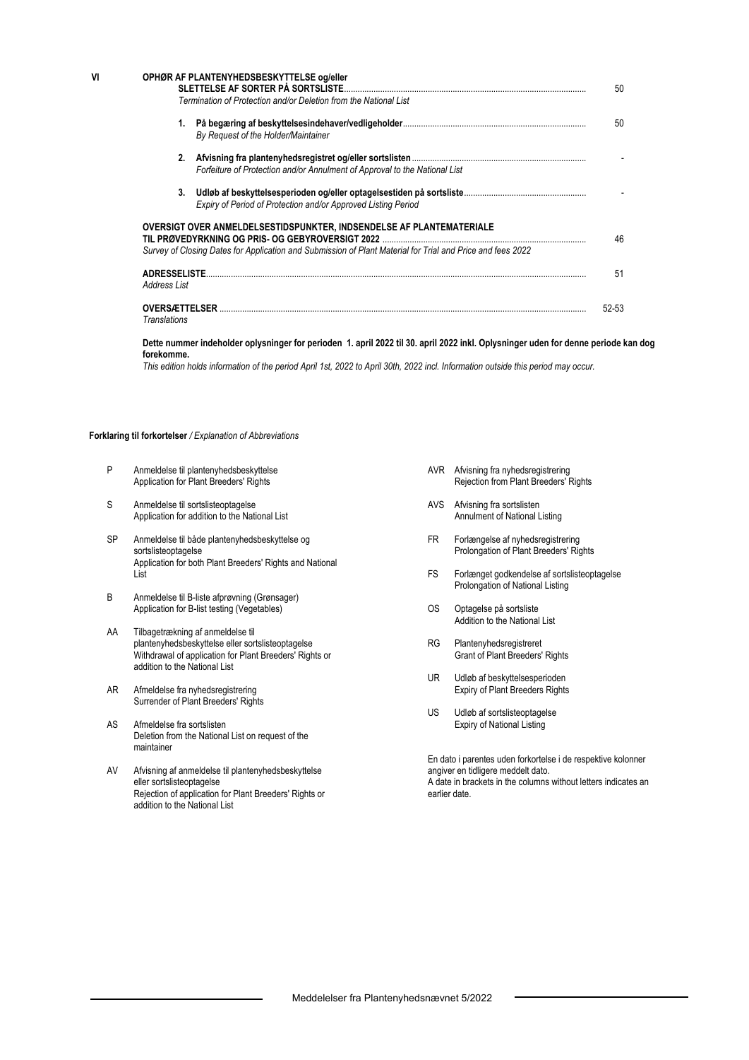| | | | |
|---|---|---|---|
| **VI** | **OPHØR AF PLANTENYHEDSBESKYTTELSE og/eller SLETTELSE AF SORTER PÅ SORTSLISTE**<br>*Termination of Protection and/or Deletion from the National List* | | 50 |
| | **1.** | **På begæring af beskyttelsesindehaver/vedligeholder**<br>*By Request of the Holder/Maintainer* | 50 |
| | **2.** | **Afvisning fra plantenyhedsregistret og/eller sortslisten**<br>*Forfeiture of Protection and/or Annulment of Approval to the National List* | - |
| | **3.** | **Udløb af beskyttelsesperioden og/eller optagelsestiden på sortsliste**<br>*Expiry of Period of Protection and/or Approved Listing Period* | - |
| | **OVERSIGT OVER ANMELDELSESTIDSPUNKTER, INDSENDELSE AF PLANTEMATERIALE TIL PRØVEDYRKNING OG PRIS- OG GEBYROVERSIGT 2022**<br>*Survey of Closing Dates for Application and Submission of Plant Material for Trial and Price and fees 2022* | | 46 |
| | **ADRESSELISTE**<br>*Address List* | | 51 |
| | **OVERSÆTTELSER**<br>*Translations* | | 52-53 |

**Dette nummer indeholder oplysninger for perioden 1. april 2022 til 30. april 2022 inkl. Oplysninger uden for denne periode kan dog forekomme.**

*This edition holds information of the period April 1st, 2022 to April 30th, 2022 incl. Information outside this period may occur.*

**Forklaring til forkortelser** */ Explanation of Abbreviations*

| | |
|---|---|
| P | Anmeldelse til plantenyhedsbeskyttelse<br>Application for Plant Breeders' Rights |
| S | Anmeldelse til sortslisteoptagelse<br>Application for addition to the National List |
| SP | Anmeldelse til både plantenyhedsbeskyttelse og sortslisteoptagelse<br>Application for both Plant Breeders' Rights and National List |
| B | Anmeldelse til B-liste afprøvning (Grønsager)<br>Application for B-list testing (Vegetables) |
| AA | Tilbagetrækning af anmeldelse til plantenyhedsbeskyttelse eller sortslisteoptagelse<br>Withdrawal of application for Plant Breeders' Rights or addition to the National List |
| AR | Afmeldelse fra nyhedsregistrering<br>Surrender of Plant Breeders' Rights |
| AS | Afmeldelse fra sortslisten<br>Deletion from the National List on request of the maintainer |
| AV | Afvisning af anmeldelse til plantenyhedsbeskyttelse eller sortslisteoptagelse<br>Rejection of application for Plant Breeders' Rights or addition to the National List |
| AVR | Afvisning fra nyhedsregistrering<br>Rejection from Plant Breeders' Rights |
| AVS | Afvisning fra sortslisten<br>Annulment of National Listing |
| FR | Forlængelse af nyhedsregistrering<br>Prolongation of Plant Breeders' Rights |
| FS | Forlænget godkendelse af sortslisteoptagelse<br>Prolongation of National Listing |
| OS | Optagelse på sortsliste<br>Addition to the National List |
| RG | Plantenyhedsregistreret<br>Grant of Plant Breeders' Rights |
| UR | Udløb af beskyttelsesperioden<br>Expiry of Plant Breeders Rights |
| US | Udløb af sortslisteoptagelse<br>Expiry of National Listing |

En dato i parentes uden forkortelse i de respektive kolonner angiver en tidligere meddelt dato.
A date in brackets in the columns without letters indicates an earlier date.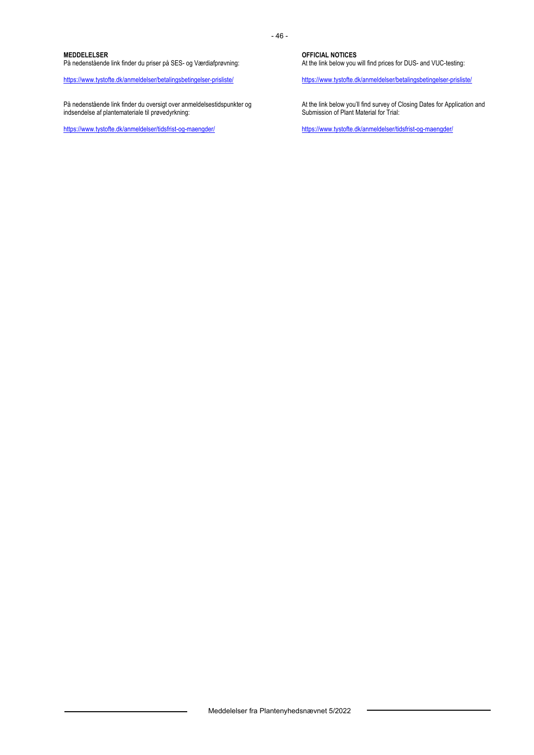**MEDDELELSER**
På nedenstående link finder du priser på SES- og Værdiafprøvning:

https://www.tystofte.dk/anmeldelser/betalingsbetingelser-prisliste/

På nedenstående link finder du oversigt over anmeldelsestidspunkter og indsendelse af plantemateriale til prøvedyrkning:

https://www.tystofte.dk/anmeldelser/tidsfrist-og-maengder/

**OFFICIAL NOTICES**
At the link below you will find prices for DUS- and VUC-testing:

https://www.tystofte.dk/anmeldelser/betalingsbetingelser-prisliste/

At the link below you'll find survey of Closing Dates for Application and Submission of Plant Material for Trial:

https://www.tystofte.dk/anmeldelser/tidsfrist-og-maengder/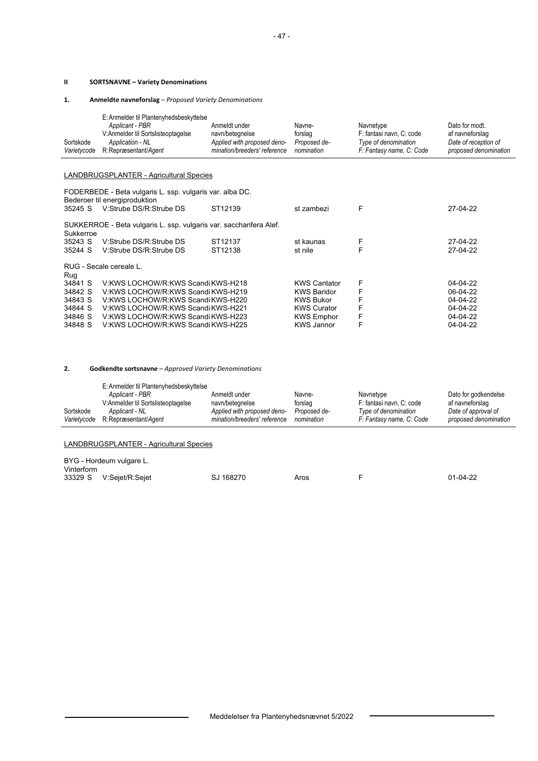## II SORTSNAVNE – Variety Denominations

### 1. Anmeldte navneforslag – *Proposed Variety Denominations*

| Sortskode *Varietycode* | E: Anmelder til Plantenyhedsbeskyttelse *Applicant - PBR* V: Anmelder til Sortslisteoptagelse *Application - NL* R: Repræsentant/*Agent* | Anmeldt under navn/betegnelse *Applied with proposed denomination/breeders' reference* | Navne-forslag *Proposed denomination* | Navnetype F: fantasi navn, C: code *Type of denomination F: Fantasy name, C: Code* | Dato for modt. af navneforslag *Date of reception of proposed denomination* |
|---|---|---|---|---|---|

LANDBRUGSPLANTER - Agricultural Species

FODERBEDE - Beta vulgaris L. ssp. vulgaris var. alba DC.
Bederoer til energiproduktion

| Sortskode | Anmelder | Anmeldt under | Navneforslag | Navnetype | Dato |
|---|---|---|---|---|---|
| 35245 S | V:Strube DS/R:Strube DS | ST12139 | st zambezi | F | 27-04-22 |

SUKKERROE - Beta vulgaris L. ssp. vulgaris var. saccharifera Alef.
Sukkerroe

| Sortskode | Anmelder | Anmeldt under | Navneforslag | Navnetype | Dato |
|---|---|---|---|---|---|
| 35243 S | V:Strube DS/R:Strube DS | ST12137 | st kaunas | F | 27-04-22 |
| 35244 S | V:Strube DS/R:Strube DS | ST12138 | st nile | F | 27-04-22 |

RUG - Secale cereale L.
Rug

| Sortskode | Anmelder | Anmeldt under | Navneforslag | Navnetype | Dato |
|---|---|---|---|---|---|
| 34841 S | V:KWS LOCHOW/R:KWS Scandi | KWS-H218 | KWS Cantator | F | 04-04-22 |
| 34842 S | V:KWS LOCHOW/R:KWS Scandi | KWS-H219 | KWS Baridor | F | 06-04-22 |
| 34843 S | V:KWS LOCHOW/R:KWS Scandi | KWS-H220 | KWS Bukor | F | 04-04-22 |
| 34844 S | V:KWS LOCHOW/R:KWS Scandi | KWS-H221 | KWS Curator | F | 04-04-22 |
| 34846 S | V:KWS LOCHOW/R:KWS Scandi | KWS-H223 | KWS Emphor | F | 04-04-22 |
| 34848 S | V:KWS LOCHOW/R:KWS Scandi | KWS-H225 | KWS Jannor | F | 04-04-22 |

### 2. Godkendte sortsnavne – *Approved Variety Denominations*

| Sortskode *Varietycode* | E: Anmelder til Plantenyhedsbeskyttelse *Applicant - PBR* V: Anmelder til Sortslisteoptagelse *Applicant - NL* R: Repræsentant/*Agent* | Anmeldt under navn/betegnelse *Applied with proposed denomination/breeders' reference* | Navne-forslag *Proposed denomination* | Navnetype F: fantasi navn, C: code *Type of denomination F: Fantasy name, C: Code* | Dato for godkendelse af navneforslag *Date of approval of proposed denomination* |
|---|---|---|---|---|---|

LANDBRUGSPLANTER - Agricultural Species

BYG - Hordeum vulgare L.
Vinterform

| Sortskode | Anmelder | Anmeldt under | Navneforslag | Navnetype | Dato |
|---|---|---|---|---|---|
| 33329 S | V:Sejet/R:Sejet | SJ 168270 | Aros | F | 01-04-22 |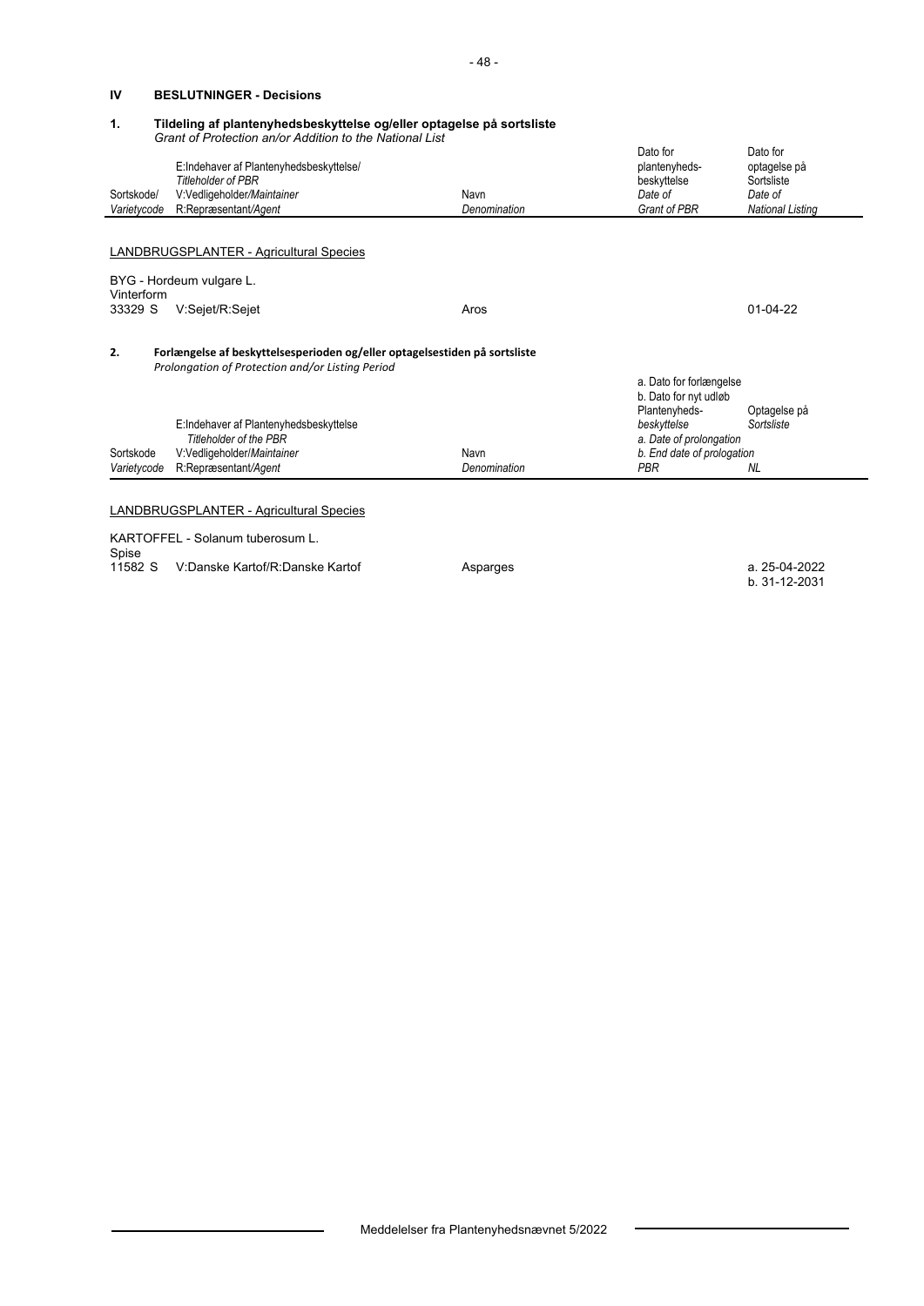## IV BESLUTNINGER - Decisions

### 1. Tildeling af plantenyhedsbeskyttelse og/eller optagelse på sortsliste
*Grant of Protection an/or Addition to the National List*

| Sortskode/ *Varietycode* | E:Indehaver af Plantenyhedsbeskyttelse/ *Titleholder of PBR* V:Vedligeholder/*Maintainer* R:Repræsentant/*Agent* | Navn *Denomination* | Dato for plantenyheds-beskyttelse *Date of Grant of PBR* | Dato for optagelse på Sortsliste *Date of National Listing* |
|---|---|---|---|---|

LANDBRUGSPLANTER - Agricultural Species

BYG - Hordeum vulgare L.

Vinterform

| | | | | |
|---|---|---|---|---|
| 33329 S | V:Sejet/R:Sejet | Aros | | 01-04-22 |

### 2. Forlængelse af beskyttelsesperioden og/eller optagelsestiden på sortsliste
*Prolongation of Protection and/or Listing Period*

| Sortskode *Varietycode* | E:Indehaver af Plantenyhedsbeskyttelse *Titleholder of the PBR* V:Vedligeholder/*Maintainer* R:Repræsentant/*Agent* | Navn *Denomination* | a. Dato for forlængelse b. Dato for nyt udløb Plantenyheds-*beskyttelse* *a. Date of prolongation* *b. End date of prologation* *PBR* | Optagelse på *Sortsliste* *NL* |
|---|---|---|---|---|

LANDBRUGSPLANTER - Agricultural Species

KARTOFFEL - Solanum tuberosum L.

Spise

| | | | | |
|---|---|---|---|---|
| 11582 S | V:Danske Kartof/R:Danske Kartof | Asparges | | a. 25-04-2022 b. 31-12-2031 |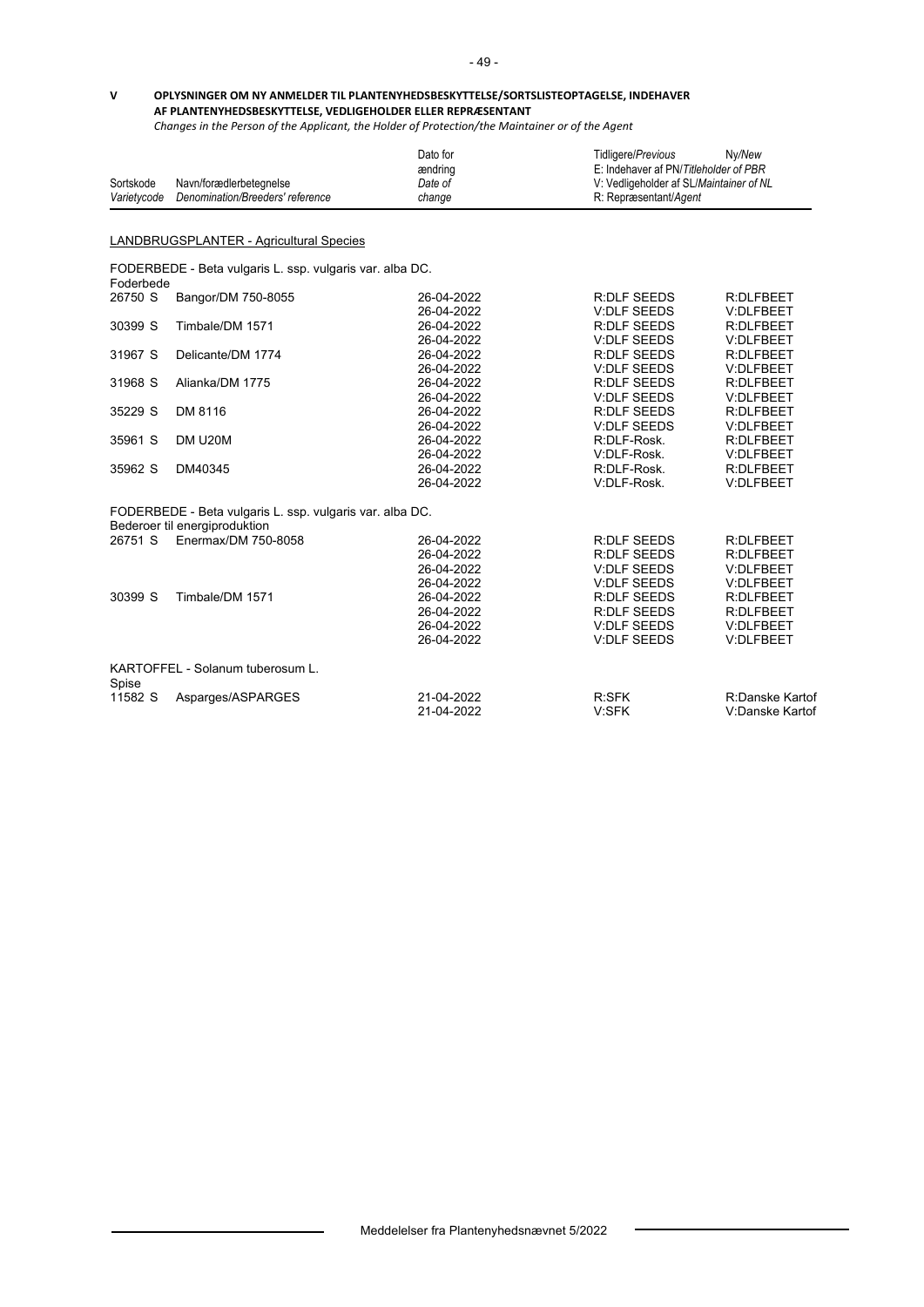## V OPLYSNINGER OM NY ANMELDER TIL PLANTENYHEDSBESKYTTELSE/SORTSLISTEOPTAGELSE, INDEHAVER AF PLANTENYHEDSBESKYTTELSE, VEDLIGEHOLDER ELLER REPRÆSENTANT

*Changes in the Person of the Applicant, the Holder of Protection/the Maintainer or of the Agent*

| Sortskode *Varietycode* | Navn/forædlerbetegnelse *Denomination/Breeders' reference* | Dato for ændring *Date of change* | Tidligere/*Previous* E: Indehaver af PN/*Titleholder of PBR* V: Vedligeholder af SL/*Maintainer of NL* R: Repræsentant/*Agent* | Ny/*New* |
|---|---|---|---|---|

### LANDBRUGSPLANTER - Agricultural Species

FODERBEDE - Beta vulgaris L. ssp. vulgaris var. alba DC.

Foderbede

| Sortskode | Navn/forædlerbetegnelse | Dato for ændring | Tidligere | Ny |
|---|---|---|---|---|
| 26750 S | Bangor/DM 750-8055 | 26-04-2022 | R:DLF SEEDS | R:DLFBEET |
| | | 26-04-2022 | V:DLF SEEDS | V:DLFBEET |
| 30399 S | Timbale/DM 1571 | 26-04-2022 | R:DLF SEEDS | R:DLFBEET |
| | | 26-04-2022 | V:DLF SEEDS | V:DLFBEET |
| 31967 S | Delicante/DM 1774 | 26-04-2022 | R:DLF SEEDS | R:DLFBEET |
| | | 26-04-2022 | V:DLF SEEDS | V:DLFBEET |
| 31968 S | Alianka/DM 1775 | 26-04-2022 | R:DLF SEEDS | R:DLFBEET |
| | | 26-04-2022 | V:DLF SEEDS | V:DLFBEET |
| 35229 S | DM 8116 | 26-04-2022 | R:DLF SEEDS | R:DLFBEET |
| | | 26-04-2022 | V:DLF SEEDS | V:DLFBEET |
| 35961 S | DM U20M | 26-04-2022 | R:DLF-Rosk. | R:DLFBEET |
| | | 26-04-2022 | V:DLF-Rosk. | V:DLFBEET |
| 35962 S | DM40345 | 26-04-2022 | R:DLF-Rosk. | R:DLFBEET |
| | | 26-04-2022 | V:DLF-Rosk. | V:DLFBEET |

FODERBEDE - Beta vulgaris L. ssp. vulgaris var. alba DC.

Bederoer til energiproduktion

| Sortskode | Navn/forædlerbetegnelse | Dato for ændring | Tidligere | Ny |
|---|---|---|---|---|
| 26751 S | Enermax/DM 750-8058 | 26-04-2022 | R:DLF SEEDS | R:DLFBEET |
| | | 26-04-2022 | R:DLF SEEDS | R:DLFBEET |
| | | 26-04-2022 | V:DLF SEEDS | V:DLFBEET |
| | | 26-04-2022 | V:DLF SEEDS | V:DLFBEET |
| 30399 S | Timbale/DM 1571 | 26-04-2022 | R:DLF SEEDS | R:DLFBEET |
| | | 26-04-2022 | R:DLF SEEDS | R:DLFBEET |
| | | 26-04-2022 | V:DLF SEEDS | V:DLFBEET |
| | | 26-04-2022 | V:DLF SEEDS | V:DLFBEET |

KARTOFFEL - Solanum tuberosum L.

Spise

| Sortskode | Navn/forædlerbetegnelse | Dato for ændring | Tidligere | Ny |
|---|---|---|---|---|
| 11582 S | Asparges/ASPARGES | 21-04-2022 | R:SFK | R:Danske Kartof |
| | | 21-04-2022 | V:SFK | V:Danske Kartof |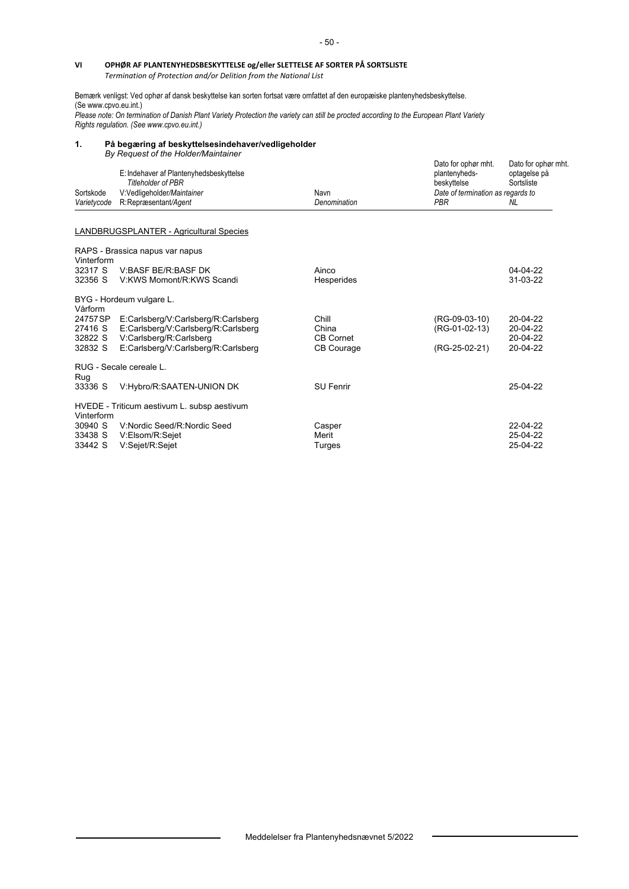## VI OPHØR AF PLANTENYHEDSBESKYTTELSE og/eller SLETTELSE AF SORTER PÅ SORTSLISTE

*Termination of Protection and/or Delition from the National List*

Bemærk venligst: Ved ophør af dansk beskyttelse kan sorten fortsat være omfattet af den europæiske plantenyhedsbeskyttelse. (Se www.cpvo.eu.int.)

*Please note: On termination of Danish Plant Variety Protection the variety can still be procted according to the European Plant Variety Rights regulation. (See www.cpvo.eu.int.)*

### 1. På begæring af beskyttelsesindehaver/vedligeholder

*By Request of the Holder/Maintainer*

| Sortskode *Varietycode* | E: Indehaver af Plantenyhedsbeskyttelse *Titleholder of PBR* V:Vedligeholder/*Maintainer* R:Repræsentant/*Agent* | Navn *Denomination* | Dato for ophør mht. plantenyheds-beskyttelse *Date of termination as regards to PBR* | Dato for ophør mht. optagelse på Sortsliste *NL* |
|---|---|---|---|---|
| **LANDBRUGSPLANTER - Agricultural Species** | | | | |
| RAPS - Brassica napus var napus | | | | |
| Vinterform | | | | |
| 32317 S | V:BASF BE/R:BASF DK | Ainco | | 04-04-22 |
| 32356 S | V:KWS Momont/R:KWS Scandi | Hesperides | | 31-03-22 |
| BYG - Hordeum vulgare L. | | | | |
| Vårform | | | | |
| 24757 SP | E:Carlsberg/V:Carlsberg/R:Carlsberg | Chill | (RG-09-03-10) | 20-04-22 |
| 27416 S | E:Carlsberg/V:Carlsberg/R:Carlsberg | China | (RG-01-02-13) | 20-04-22 |
| 32822 S | V:Carlsberg/R:Carlsberg | CB Cornet | | 20-04-22 |
| 32832 S | E:Carlsberg/V:Carlsberg/R:Carlsberg | CB Courage | (RG-25-02-21) | 20-04-22 |
| RUG - Secale cereale L. | | | | |
| Rug | | | | |
| 33336 S | V:Hybro/R:SAATEN-UNION DK | SU Fenrir | | 25-04-22 |
| HVEDE - Triticum aestivum L. subsp aestivum | | | | |
| Vinterform | | | | |
| 30940 S | V:Nordic Seed/R:Nordic Seed | Casper | | 22-04-22 |
| 33438 S | V:Elsom/R:Sejet | Merit | | 25-04-22 |
| 33442 S | V:Sejet/R:Sejet | Turges | | 25-04-22 |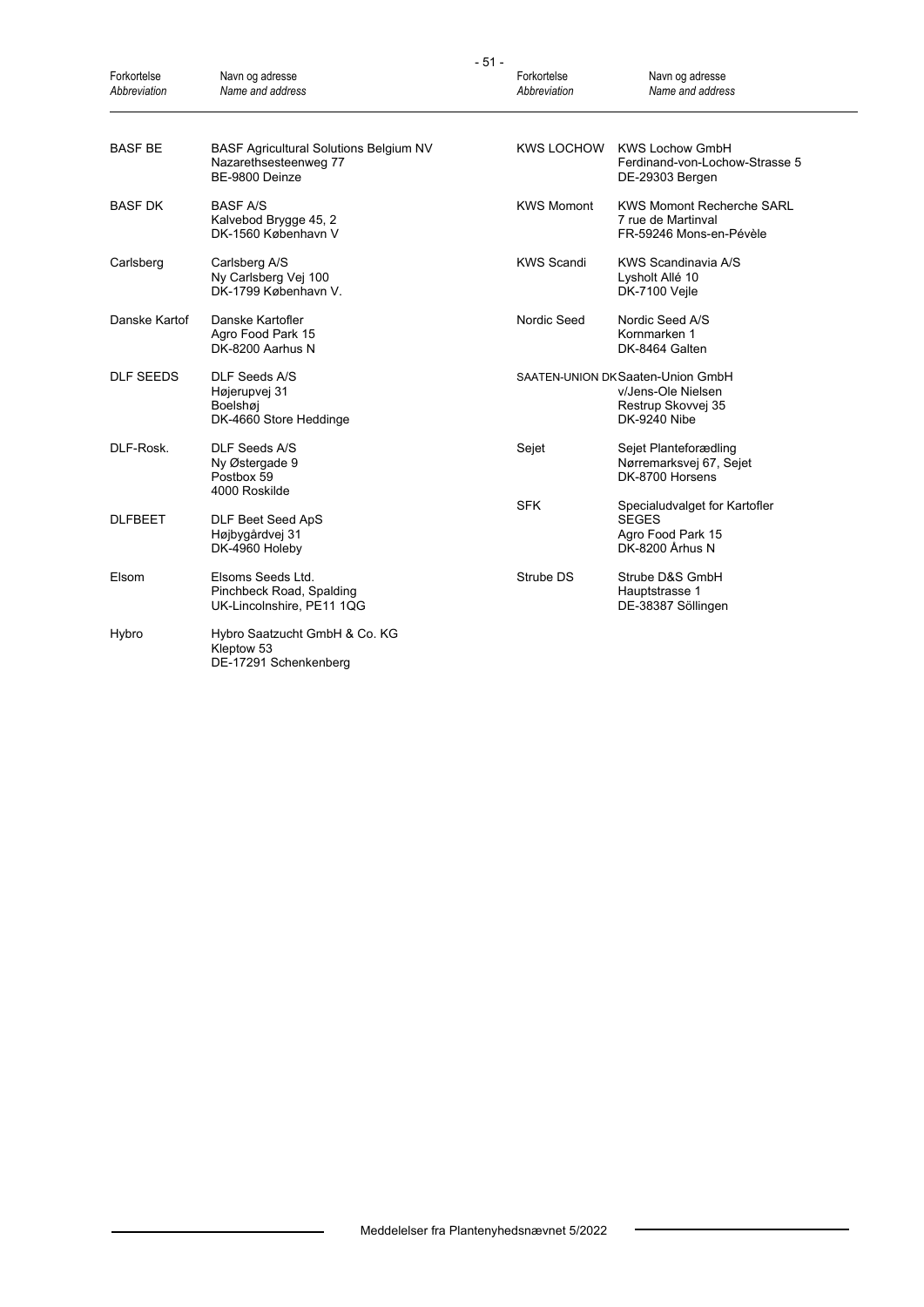| Forkortelse *Abbreviation* | Navn og adresse *Name and address* |
|---|---|
| BASF BE | BASF Agricultural Solutions Belgium NV<br>Nazarethsesteenweg 77<br>BE-9800 Deinze |
| BASF DK | BASF A/S<br>Kalvebod Brygge 45, 2<br>DK-1560 København V |
| Carlsberg | Carlsberg A/S<br>Ny Carlsberg Vej 100<br>DK-1799 København V. |
| Danske Kartof | Danske Kartofler<br>Agro Food Park 15<br>DK-8200 Aarhus N |
| DLF SEEDS | DLF Seeds A/S<br>Højerupvej 31<br>Boelshøj<br>DK-4660 Store Heddinge |
| DLF-Rosk. | DLF Seeds A/S<br>Ny Østergade 9<br>Postbox 59<br>4000 Roskilde |
| DLFBEET | DLF Beet Seed ApS<br>Højbygårdvej 31<br>DK-4960 Holeby |
| Elsom | Elsoms Seeds Ltd.<br>Pinchbeck Road, Spalding<br>UK-Lincolnshire, PE11 1QG |
| Hybro | Hybro Saatzucht GmbH & Co. KG<br>Kleptow 53<br>DE-17291 Schenkenberg |
| KWS LOCHOW | KWS Lochow GmbH<br>Ferdinand-von-Lochow-Strasse 5<br>DE-29303 Bergen |
| KWS Momont | KWS Momont Recherche SARL<br>7 rue de Martinval<br>FR-59246 Mons-en-Pévèle |
| KWS Scandi | KWS Scandinavia A/S<br>Lysholt Allé 10<br>DK-7100 Vejle |
| Nordic Seed | Nordic Seed A/S<br>Kornmarken 1<br>DK-8464 Galten |
| SAATEN-UNION DK | Saaten-Union GmbH<br>v/Jens-Ole Nielsen<br>Restrup Skovvej 35<br>DK-9240 Nibe |
| Sejet | Sejet Planteforædling<br>Nørremarksvej 67, Sejet<br>DK-8700 Horsens |
| SFK | Specialudvalget for Kartofler<br>SEGES<br>Agro Food Park 15<br>DK-8200 Århus N |
| Strube DS | Strube D&S GmbH<br>Hauptstrasse 1<br>DE-38387 Söllingen |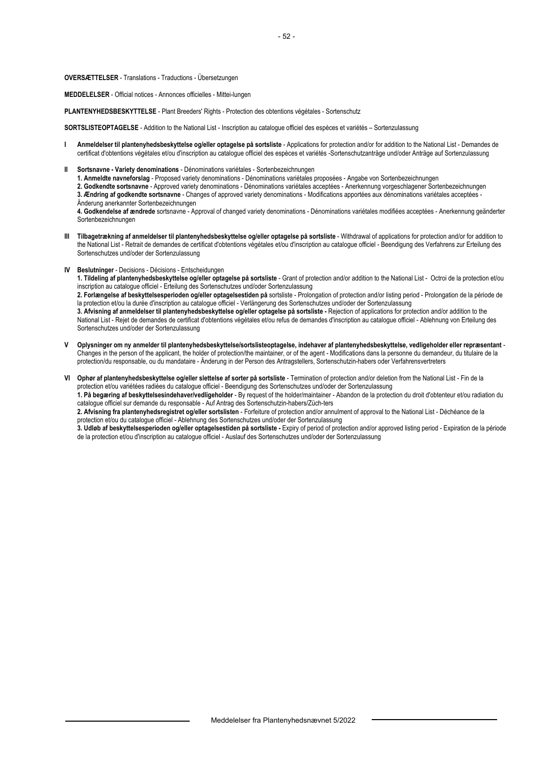**OVERSÆTTELSER** - Translations - Traductions - Übersetzungen

**MEDDELELSER** - Official notices - Annonces officielles - Mittei-lungen

**PLANTENYHEDSBESKYTTELSE** - Plant Breeders' Rights - Protection des obtentions végétales - Sortenschutz

**SORTSLISTEOPTAGELSE** - Addition to the National List - Inscription au catalogue officiel des espèces et variétés – Sortenzulassung

**I Anmeldelser til plantenyhedsbeskyttelse og/eller optagelse på sortsliste** - Applications for protection and/or for addition to the National List - Demandes de certificat d'obtentions végétales et/ou d'inscription au catalogue officiel des espèces et variétés -Sortenschutzanträge und/oder Anträge auf Sortenzulassung

**II Sortsnavne - Variety denominations** - Dénominations variétales - Sortenbezeichnungen

**1. Anmeldte navneforslag** - Proposed variety denominations - Dénominations variétales proposées - Angabe von Sortenbezeichnungen

**2. Godkendte sortsnavne** - Approved variety denominations - Dénominations variétales acceptées - Anerkennung vorgeschlagener Sortenbezeichnungen

**3. Ændring af godkendte sortsnavne** - Changes of approved variety denominations - Modifications apportées aux dénominations variétales acceptées - Änderung anerkannter Sortenbezeichnungen

**4. Godkendelse af ændrede** sortsnavne - Approval of changed variety denominations - Dénominations variétales modifiées acceptées - Anerkennung geänderter Sortenbezeichnungen

**III Tilbagetrækning af anmeldelser til plantenyhedsbeskyttelse og/eller optagelse på sortsliste** - Withdrawal of applications for protection and/or for addition to the National List - Retrait de demandes de certificat d'obtentions végétales et/ou d'inscription au catalogue officiel - Beendigung des Verfahrens zur Erteilung des Sortenschutzes und/oder der Sortenzulassung

**IV Beslutninger** - Decisions - Décisions - Entscheidungen

**1. Tildeling af plantenyhedsbeskyttelse og/eller optagelse på sortsliste** - Grant of protection and/or addition to the National List - Octroi de la protection et/ou inscription au catalogue officiel - Erteilung des Sortenschutzes und/oder Sortenzulassung

**2. Forlængelse af beskyttelsesperioden og/eller optagelsestiden på** sortsliste - Prolongation of protection and/or listing period - Prolongation de la période de la protection et/ou la durée d'inscription au catalogue officiel - Verlängerung des Sortenschutzes und/oder der Sortenzulassung

**3. Afvisning af anmeldelser til plantenyhedsbeskyttelse og/eller optagelse på sortsliste -** Rejection of applications for protection and/or addition to the National List - Rejet de demandes de certificat d'obtentions végétales et/ou refus de demandes d'inscription au catalogue officiel - Ablehnung von Erteilung des Sortenschutzes und/oder der Sortenzulassung

**V Oplysninger om ny anmelder til plantenyhedsbeskyttelse/sortslisteoptagelse, indehaver af plantenyhedsbeskyttelse, vedligeholder eller repræsentant** - Changes in the person of the applicant, the holder of protection/the maintainer, or of the agent - Modifications dans la personne du demandeur, du titulaire de la protection/du responsable, ou du mandataire - Änderung in der Person des Antragstellers, Sortenschutzin-habers oder Verfahrensvertreters

**VI Ophør af plantenyhedsbeskyttelse og/eller slettelse af sorter på sortsliste** - Termination of protection and/or deletion from the National List - Fin de la protection et/ou variétées radiées du catalogue officiel - Beendigung des Sortenschutzes und/oder der Sortenzulassung

**1. På begæring af beskyttelsesindehaver/vedligeholder** - By request of the holder/maintainer - Abandon de la protection du droit d'obtenteur et/ou radiation du catalogue officiel sur demande du responsable - Auf Antrag des Sortenschutzin-habers/Züch-ters

**2. Afvisning fra plantenyhedsregistret og/eller sortslisten** - Forfeiture of protection and/or annulment of approval to the National List - Déchéance de la protection et/ou du catalogue officiel - Ablehnung des Sortenschutzes und/oder der Sortenzulassung

**3. Udløb af beskyttelsesperioden og/eller optagelsestiden på sortsliste -** Expiry of period of protection and/or approved listing period - Expiration de la période de la protection et/ou d'inscription au catalogue officiel - Auslauf des Sortenschutzes und/oder der Sortenzulassung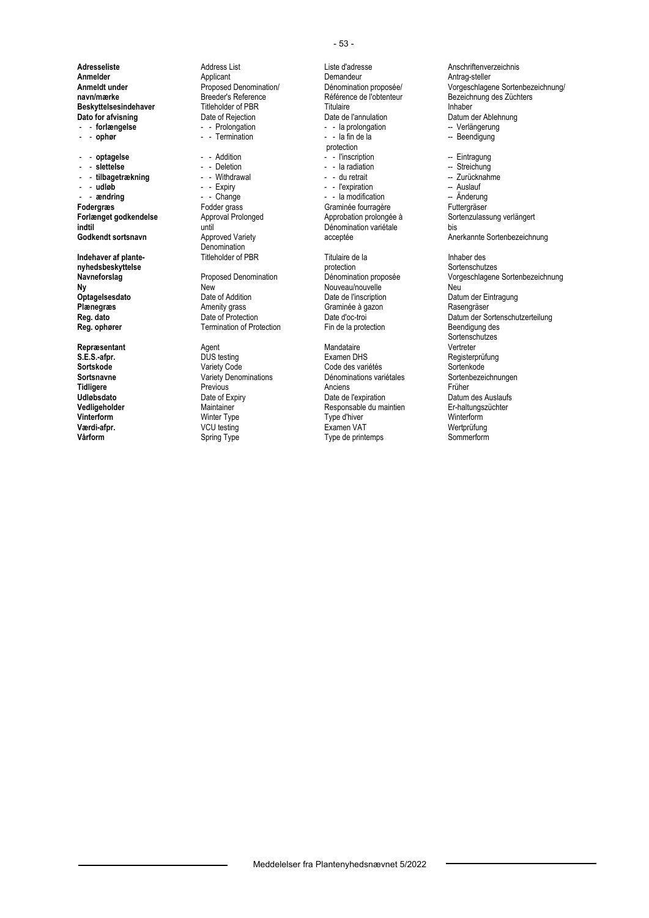| Danish | English | French | German |
|---|---|---|---|
| **Adresseliste** | Address List | Liste d'adresse | Anschriftenverzeichnis |
| **Anmelder** | Applicant | Demandeur | Antrag-steller |
| **Anmeldt under navn/mærke** | Proposed Denomination/ Breeder's Reference | Dénomination proposée/ Référence de l'obtenteur | Vorgeschlagene Sortenbezeichnung/ Bezeichnung des Züchters |
| **Beskyttelsesindehaver** | Titleholder of PBR | Titulaire | Inhaber |
| **Dato for afvisning** | Date of Rejection | Date de l'annulation | Datum der Ablehnung |
| - - **forlængelse** | - - Prolongation | - - la prolongation | -- Verlängerung |
| - - **ophør** | - - Termination | - - la fin de la protection | -- Beendigung |
| - - **optagelse** | - - Addition | - - l'inscription | -- Eintragung |
| - - **slettelse** | - - Deletion | - - la radiation | -- Streichung |
| - - **tilbagetrækning** | - - Withdrawal | - - du retrait | -- Zurücknahme |
| - - **udløb** | - - Expiry | - - l'expiration | -- Auslauf |
| - - **ændring** | - - Change | - - la modification | -- Änderung |
| **Fodergræs** | Fodder grass | Graminée fourragère | Futtergräser |
| **Forlænget godkendelse indtil** | Approval Prolonged until | Approbation prolongée à | Sortenzulassung verlängert bis |
| **Godkendt sortsnavn** | Approved Variety Denomination | Dénomination variétale acceptée | Anerkannte Sortenbezeichnung |
| **Indehaver af plantenyhedsbeskyttelse** | Titleholder of PBR | Titulaire de la protection | Inhaber des Sortenschutzes |
| **Navneforslag** | Proposed Denomination | Dénomination proposée | Vorgeschlagene Sortenbezeichnung |
| **Ny** | New | Nouveau/nouvelle | Neu |
| **Optagelsesdato** | Date of Addition | Date de l'inscription | Datum der Eintragung |
| **Plænegræs** | Amenity grass | Graminée à gazon | Rasengräser |
| **Reg. dato** | Date of Protection | Date d'oc-troi | Datum der Sortenschutzerteilung |
| **Reg. ophører** | Termination of Protection | Fin de la protection | Beendigung des Sortenschutzes |
| **Repræsentant** | Agent | Mandataire | Vertreter |
| **S.E.S.-afpr.** | DUS testing | Examen DHS | Registerprüfung |
| **Sortskode** | Variety Code | Code des variétés | Sortenkode |
| **Sortsnavne** | Variety Denominations | Dénominations variétales | Sortenbezeichnungen |
| **Tidligere** | Previous | Anciens | Früher |
| **Udløbsdato** | Date of Expiry | Date de l'expiration | Datum des Auslaufs |
| **Vedligeholder** | Maintainer | Responsable du maintien | Er-haltungszüchter |
| **Vinterform** | Winter Type | Type d'hiver | Winterform |
| **Værdi-afpr.** | VCU testing | Examen VAT | Wertprüfung |
| **Vårform** | Spring Type | Type de printemps | Sommerform |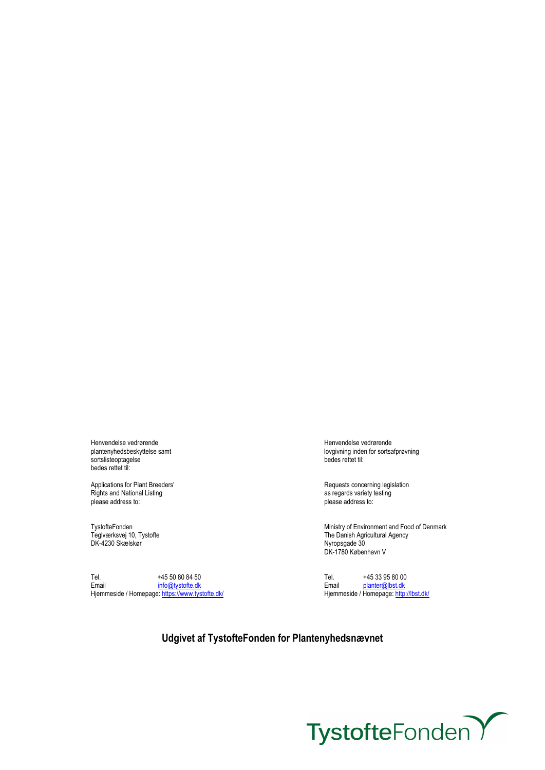Henvendelse vedrørende plantenyhedsbeskyttelse samt sortslisteoptagelse bedes rettet til:

Applications for Plant Breeders' Rights and National Listing please address to:

TystofteFonden
Teglværksvej 10, Tystofte
DK-4230 Skælskør

Tel. +45 50 80 84 50
Email info@tystofte.dk
Hjemmeside / Homepage: https://www.tystofte.dk/

Henvendelse vedrørende lovgivning inden for sortsafprøvning bedes rettet til:

Requests concerning legislation as regards variety testing please address to:

Ministry of Environment and Food of Denmark
The Danish Agricultural Agency
Nyropsgade 30
DK-1780 København V

Tel. +45 33 95 80 00
Email planter@lbst.dk
Hjemmeside / Homepage: http://lbst.dk/

**Udgivet af TystofteFonden for Plantenyhedsnævnet**

TystofteFonden